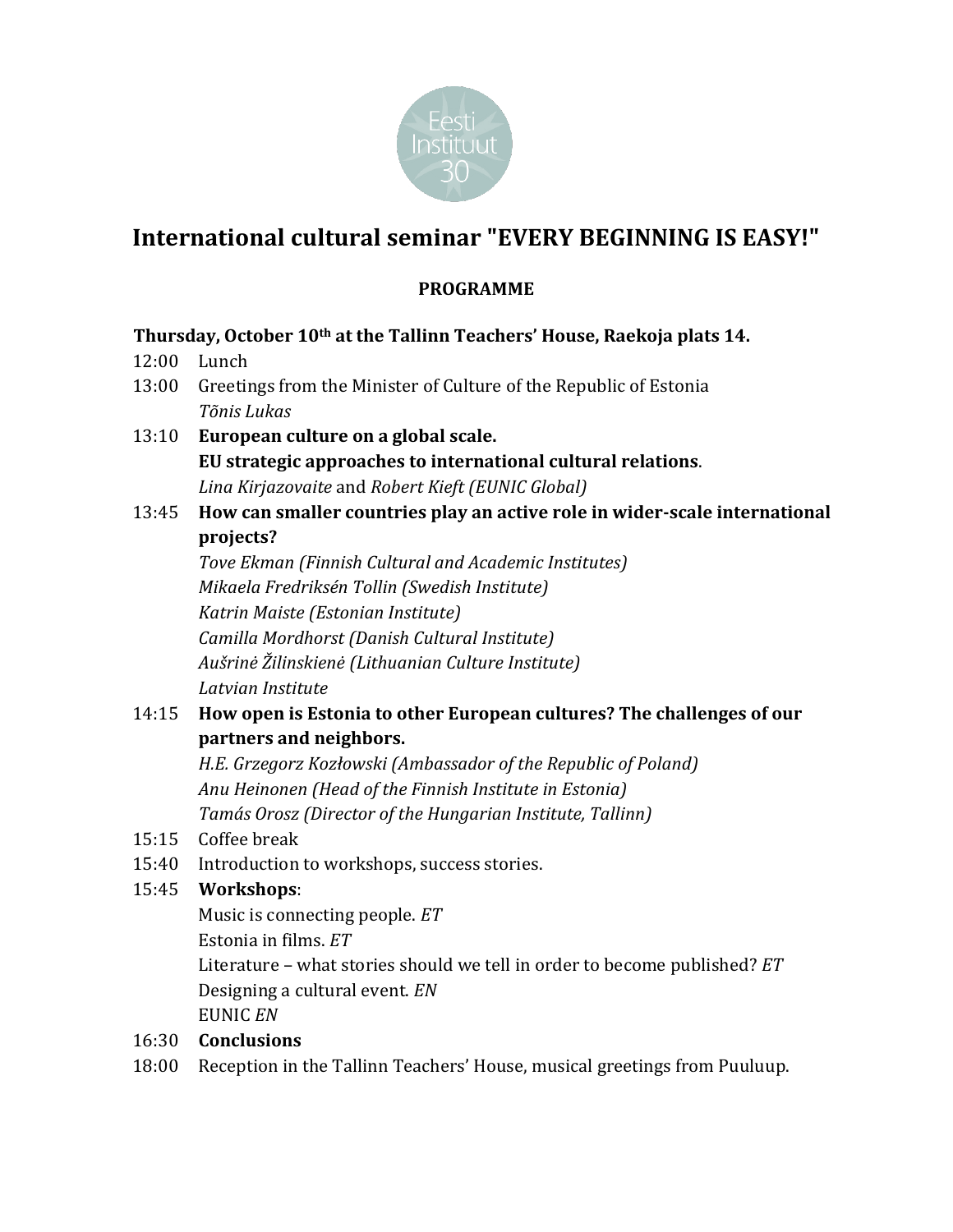Eesti Instituut 30

# International cultural seminar "EVERY BEGINNING IS EASY!"

**PROGRAMME**

**Thursday, October 10th at the Tallinn Teachers' House, Raekoja plats 14.**

12:00 Lunch

13:00 Greetings from the Minister of Culture of the Republic of Estonia
*Tõnis Lukas*

13:10 **European culture on a global scale.**
**EU strategic approaches to international cultural relations**.
*Lina Kirjazovaite* and *Robert Kieft (EUNIC Global)*

13:45 **How can smaller countries play an active role in wider-scale international projects?**
*Tove Ekman (Finnish Cultural and Academic Institutes)*
*Mikaela Fredriksén Tollin (Swedish Institute)*
*Katrin Maiste (Estonian Institute)*
*Camilla Mordhorst (Danish Cultural Institute)*
*Aušrinė Žilinskienė (Lithuanian Culture Institute)*
*Latvian Institute*

14:15 **How open is Estonia to other European cultures? The challenges of our partners and neighbors.**
*H.E. Grzegorz Kozłowski (Ambassador of the Republic of Poland)*
*Anu Heinonen (Head of the Finnish Institute in Estonia)*
*Tamás Orosz (Director of the Hungarian Institute, Tallinn)*

15:15 Coffee break

15:40 Introduction to workshops, success stories.

15:45 **Workshops**:
Music is connecting people. *ET*
Estonia in films. *ET*
Literature – what stories should we tell in order to become published? *ET*
Designing a cultural event. *EN*
EUNIC *EN*

16:30 **Conclusions**

18:00 Reception in the Tallinn Teachers' House, musical greetings from Puuluup.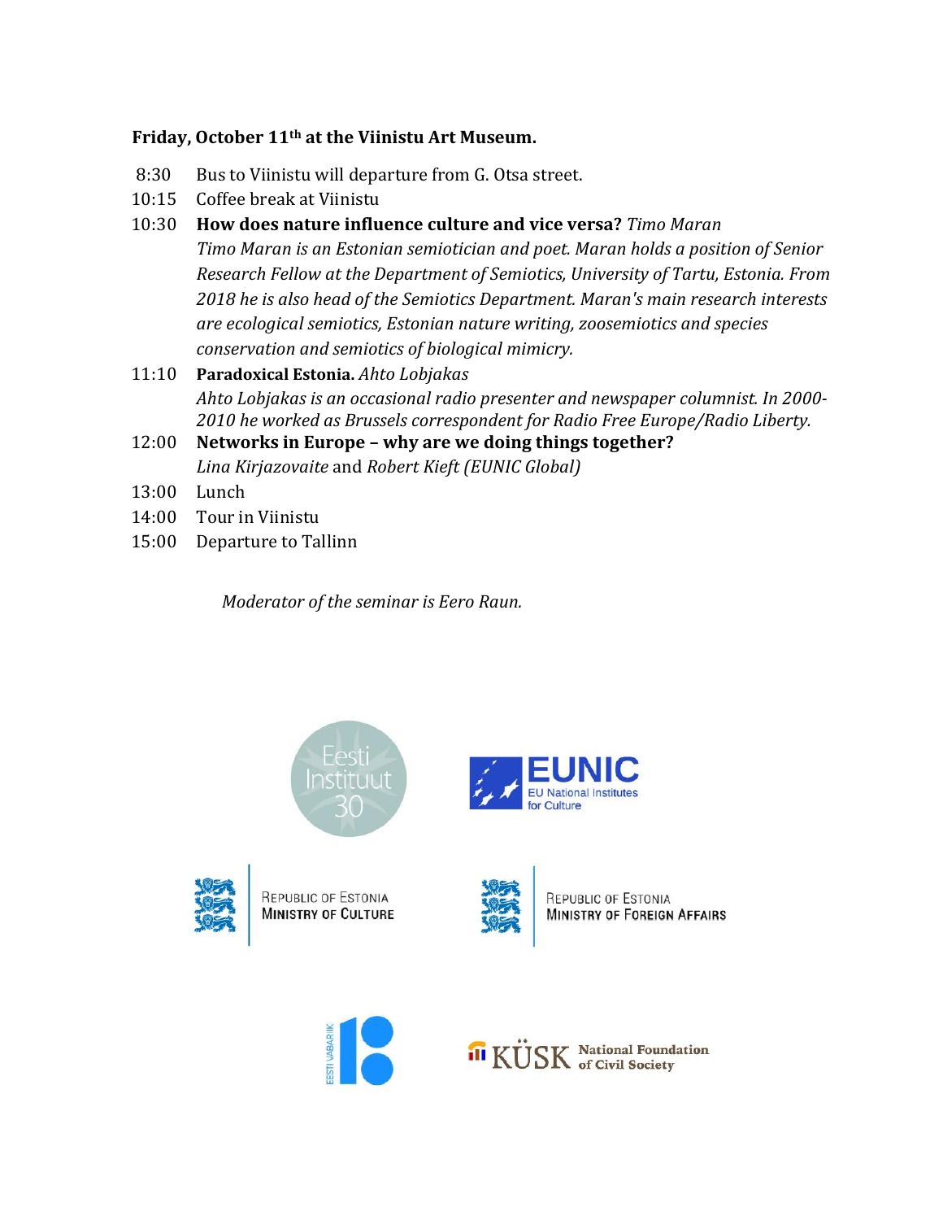**Friday, October 11th at the Viinistu Art Museum.**

8:30 Bus to Viinistu will departure from G. Otsa street.

10:15 Coffee break at Viinistu

10:30 **How does nature influence culture and vice versa?** *Timo Maran*
*Timo Maran is an Estonian semiotician and poet. Maran holds a position of Senior Research Fellow at the Department of Semiotics, University of Tartu, Estonia. From 2018 he is also head of the Semiotics Department. Maran's main research interests are ecological semiotics, Estonian nature writing, zoosemiotics and species conservation and semiotics of biological mimicry.*

11:10 **Paradoxical Estonia.** *Ahto Lobjakas*
*Ahto Lobjakas is an occasional radio presenter and newspaper columnist. In 2000-2010 he worked as Brussels correspondent for Radio Free Europe/Radio Liberty.*

12:00 **Networks in Europe – why are we doing things together?**
*Lina Kirjazovaite* and *Robert Kieft (EUNIC Global)*

13:00 Lunch

14:00 Tour in Viinistu

15:00 Departure to Tallinn

*Moderator of the seminar is Eero Raun.*

Eesti Instituut 30

EUNIC EU National Institutes for Culture

Republic of Estonia Ministry of Culture

Republic of Estonia Ministry of Foreign Affairs

Eesti Vabariik 100

KÜSK National Foundation of Civil Society